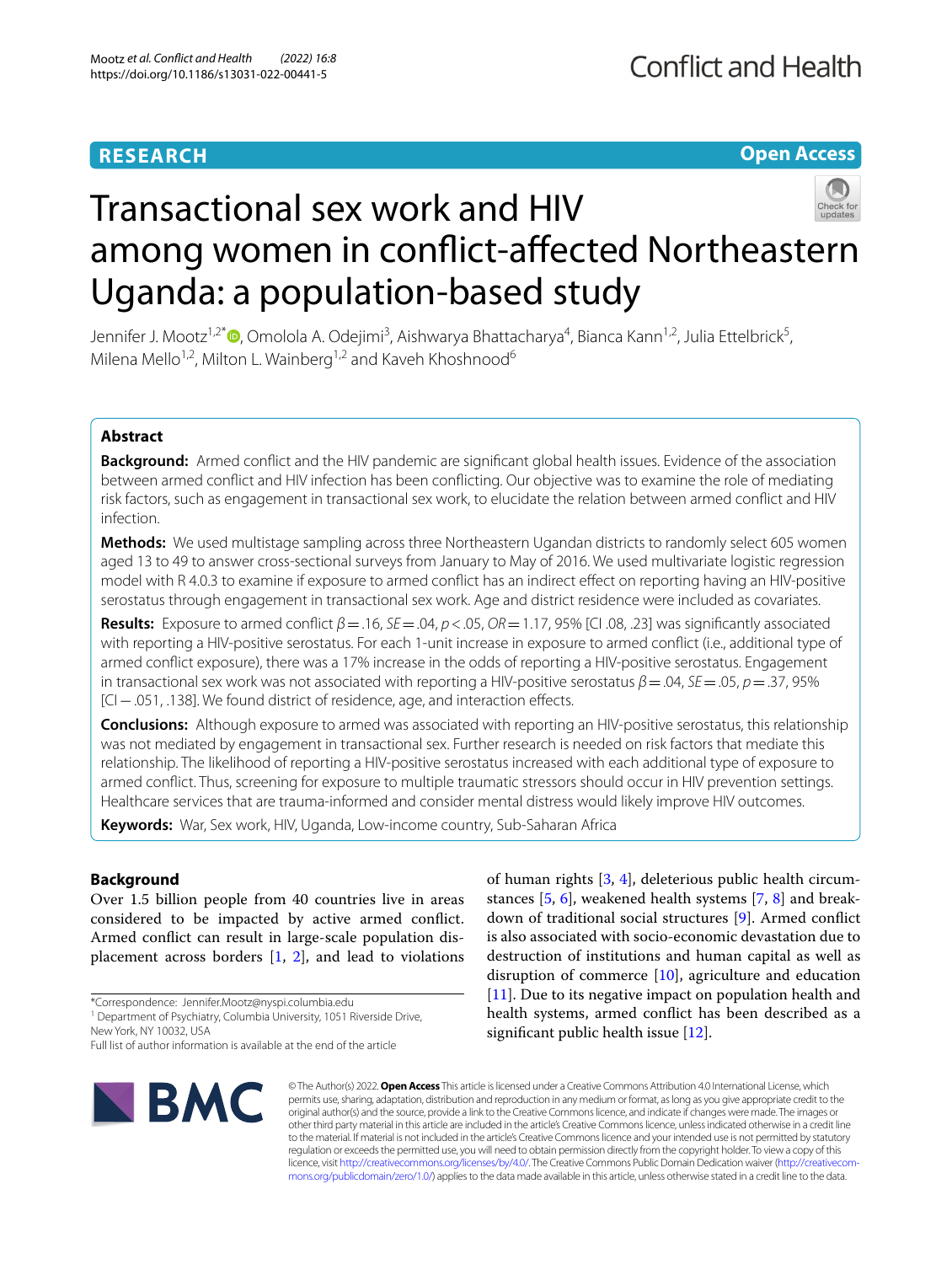RESEARCH

Open Access

# Transactional sex work and HIV among women in conflict-affected Northeastern Uganda: a population-based study

Jennifer J. Mootz[1,2*], Omolola A. Odejimi[3], Aishwarya Bhattacharya[4], Bianca Kann[1,2], Julia Ettelbrick[5], Milena Mello[1,2], Milton L. Wainberg[1,2] and Kaveh Khoshnood[6]

## Abstract

**Background:** Armed conflict and the HIV pandemic are significant global health issues. Evidence of the association between armed conflict and HIV infection has been conflicting. Our objective was to examine the role of mediating risk factors, such as engagement in transactional sex work, to elucidate the relation between armed conflict and HIV infection.

**Methods:** We used multistage sampling across three Northeastern Ugandan districts to randomly select 605 women aged 13 to 49 to answer cross-sectional surveys from January to May of 2016. We used multivariate logistic regression model with R 4.0.3 to examine if exposure to armed conflict has an indirect effect on reporting having an HIV-positive serostatus through engagement in transactional sex work. Age and district residence were included as covariates.

**Results:** Exposure to armed conflict $\beta = .16$, $SE = .04$, $p < .05$, $OR = 1.17$, 95% [CI .08, .23] was significantly associated with reporting a HIV-positive serostatus. For each 1-unit increase in exposure to armed conflict (i.e., additional type of armed conflict exposure), there was a 17% increase in the odds of reporting a HIV-positive serostatus. Engagement in transactional sex work was not associated with reporting a HIV-positive serostatus $\beta = .04$, $SE = .05$, $p = .37$, 95% [CI −.051, .138]. We found district of residence, age, and interaction effects.

**Conclusions:** Although exposure to armed was associated with reporting an HIV-positive serostatus, this relationship was not mediated by engagement in transactional sex. Further research is needed on risk factors that mediate this relationship. The likelihood of reporting a HIV-positive serostatus increased with each additional type of exposure to armed conflict. Thus, screening for exposure to multiple traumatic stressors should occur in HIV prevention settings. Healthcare services that are trauma-informed and consider mental distress would likely improve HIV outcomes.

**Keywords:** War, Sex work, HIV, Uganda, Low-income country, Sub-Saharan Africa

## Background

Over 1.5 billion people from 40 countries live in areas considered to be impacted by active armed conflict. Armed conflict can result in large-scale population displacement across borders [1, 2], and lead to violations of human rights [3, 4], deleterious public health circumstances [5, 6], weakened health systems [7, 8] and breakdown of traditional social structures [9]. Armed conflict is also associated with socio-economic devastation due to destruction of institutions and human capital as well as disruption of commerce [10], agriculture and education [11]. Due to its negative impact on population health and health systems, armed conflict has been described as a significant public health issue [12].

*Correspondence: Jennifer.Mootz@nyspi.columbia.edu
[1] Department of Psychiatry, Columbia University, 1051 Riverside Drive, New York, NY 10032, USA
Full list of author information is available at the end of the article

© The Author(s) 2022. **Open Access** This article is licensed under a Creative Commons Attribution 4.0 International License, which permits use, sharing, adaptation, distribution and reproduction in any medium or format, as long as you give appropriate credit to the original author(s) and the source, provide a link to the Creative Commons licence, and indicate if changes were made. The images or other third party material in this article are included in the article's Creative Commons licence, unless indicated otherwise in a credit line to the material. If material is not included in the article's Creative Commons licence and your intended use is not permitted by statutory regulation or exceeds the permitted use, you will need to obtain permission directly from the copyright holder. To view a copy of this licence, visit http://creativecommons.org/licenses/by/4.0/. The Creative Commons Public Domain Dedication waiver (http://creativecommons.org/publicdomain/zero/1.0/) applies to the data made available in this article, unless otherwise stated in a credit line to the data.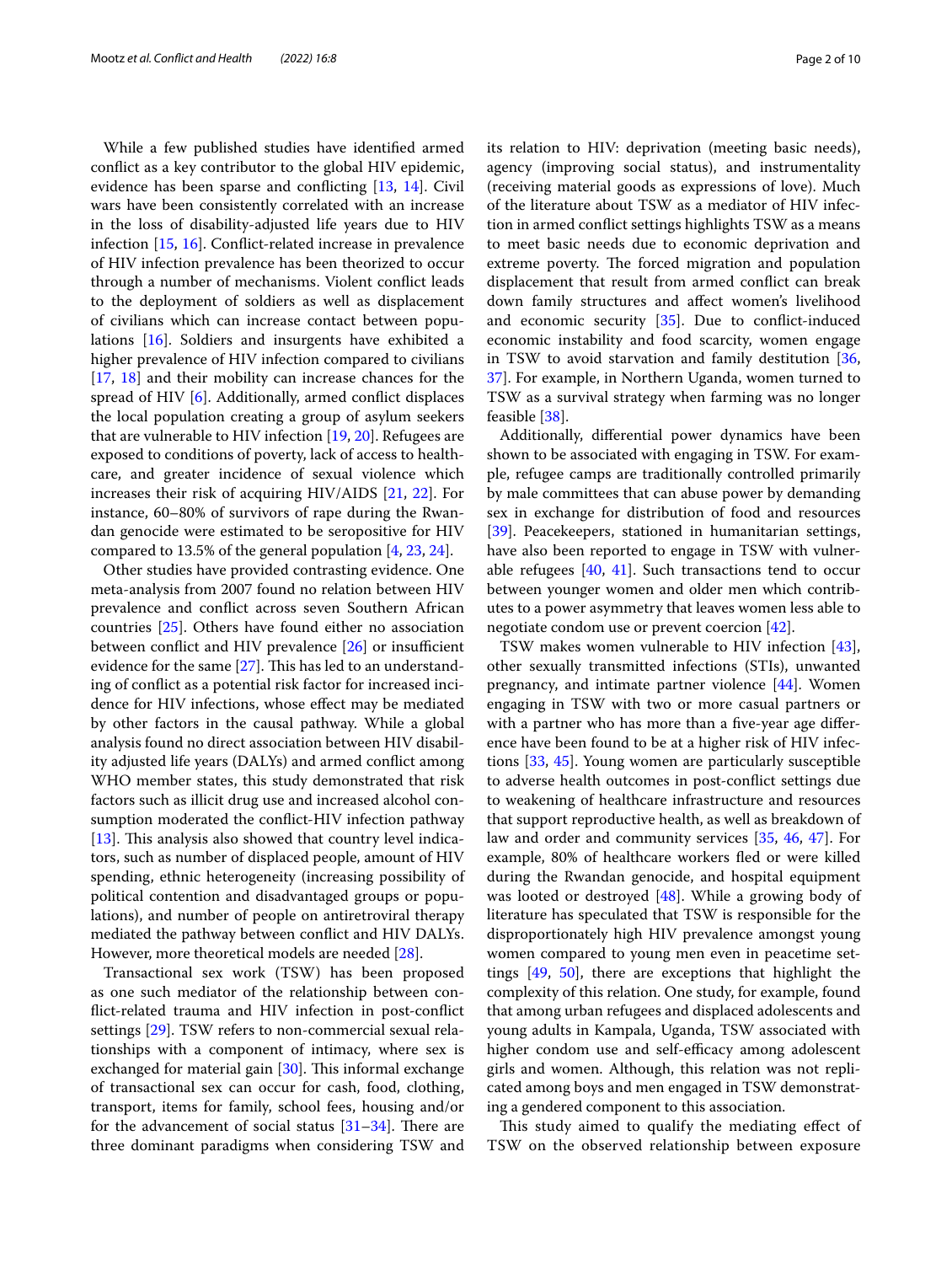While a few published studies have identified armed conflict as a key contributor to the global HIV epidemic, evidence has been sparse and conflicting [13, 14]. Civil wars have been consistently correlated with an increase in the loss of disability-adjusted life years due to HIV infection [15, 16]. Conflict-related increase in prevalence of HIV infection prevalence has been theorized to occur through a number of mechanisms. Violent conflict leads to the deployment of soldiers as well as displacement of civilians which can increase contact between populations [16]. Soldiers and insurgents have exhibited a higher prevalence of HIV infection compared to civilians [17, 18] and their mobility can increase chances for the spread of HIV [6]. Additionally, armed conflict displaces the local population creating a group of asylum seekers that are vulnerable to HIV infection [19, 20]. Refugees are exposed to conditions of poverty, lack of access to healthcare, and greater incidence of sexual violence which increases their risk of acquiring HIV/AIDS [21, 22]. For instance, 60–80% of survivors of rape during the Rwandan genocide were estimated to be seropositive for HIV compared to 13.5% of the general population [4, 23, 24].

Other studies have provided contrasting evidence. One meta-analysis from 2007 found no relation between HIV prevalence and conflict across seven Southern African countries [25]. Others have found either no association between conflict and HIV prevalence [26] or insufficient evidence for the same [27]. This has led to an understanding of conflict as a potential risk factor for increased incidence for HIV infections, whose effect may be mediated by other factors in the causal pathway. While a global analysis found no direct association between HIV disability adjusted life years (DALYs) and armed conflict among WHO member states, this study demonstrated that risk factors such as illicit drug use and increased alcohol consumption moderated the conflict-HIV infection pathway [13]. This analysis also showed that country level indicators, such as number of displaced people, amount of HIV spending, ethnic heterogeneity (increasing possibility of political contention and disadvantaged groups or populations), and number of people on antiretroviral therapy mediated the pathway between conflict and HIV DALYs. However, more theoretical models are needed [28].

Transactional sex work (TSW) has been proposed as one such mediator of the relationship between conflict-related trauma and HIV infection in post-conflict settings [29]. TSW refers to non-commercial sexual relationships with a component of intimacy, where sex is exchanged for material gain [30]. This informal exchange of transactional sex can occur for cash, food, clothing, transport, items for family, school fees, housing and/or for the advancement of social status [31–34]. There are three dominant paradigms when considering TSW and its relation to HIV: deprivation (meeting basic needs), agency (improving social status), and instrumentality (receiving material goods as expressions of love). Much of the literature about TSW as a mediator of HIV infection in armed conflict settings highlights TSW as a means to meet basic needs due to economic deprivation and extreme poverty. The forced migration and population displacement that result from armed conflict can break down family structures and affect women's livelihood and economic security [35]. Due to conflict-induced economic instability and food scarcity, women engage in TSW to avoid starvation and family destitution [36, 37]. For example, in Northern Uganda, women turned to TSW as a survival strategy when farming was no longer feasible [38].

Additionally, differential power dynamics have been shown to be associated with engaging in TSW. For example, refugee camps are traditionally controlled primarily by male committees that can abuse power by demanding sex in exchange for distribution of food and resources [39]. Peacekeepers, stationed in humanitarian settings, have also been reported to engage in TSW with vulnerable refugees [40, 41]. Such transactions tend to occur between younger women and older men which contributes to a power asymmetry that leaves women less able to negotiate condom use or prevent coercion [42].

TSW makes women vulnerable to HIV infection [43], other sexually transmitted infections (STIs), unwanted pregnancy, and intimate partner violence [44]. Women engaging in TSW with two or more casual partners or with a partner who has more than a five-year age difference have been found to be at a higher risk of HIV infections [33, 45]. Young women are particularly susceptible to adverse health outcomes in post-conflict settings due to weakening of healthcare infrastructure and resources that support reproductive health, as well as breakdown of law and order and community services [35, 46, 47]. For example, 80% of healthcare workers fled or were killed during the Rwandan genocide, and hospital equipment was looted or destroyed [48]. While a growing body of literature has speculated that TSW is responsible for the disproportionately high HIV prevalence amongst young women compared to young men even in peacetime settings [49, 50], there are exceptions that highlight the complexity of this relation. One study, for example, found that among urban refugees and displaced adolescents and young adults in Kampala, Uganda, TSW associated with higher condom use and self-efficacy among adolescent girls and women. Although, this relation was not replicated among boys and men engaged in TSW demonstrating a gendered component to this association.

This study aimed to qualify the mediating effect of TSW on the observed relationship between exposure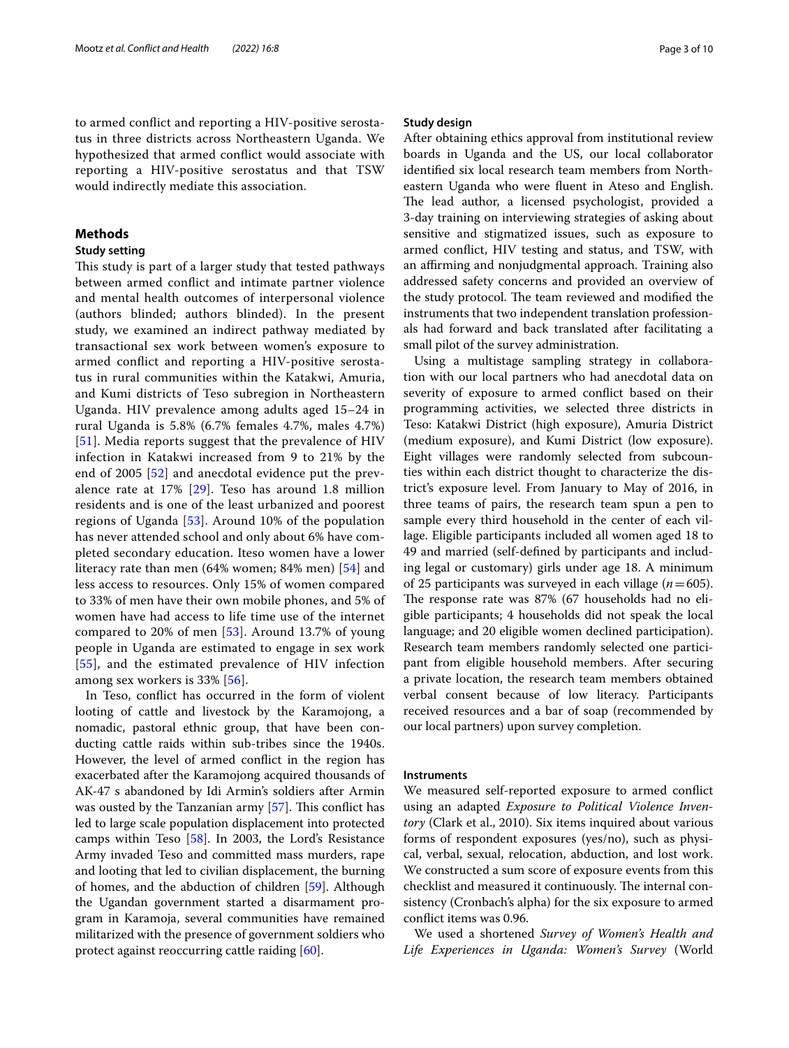to armed conflict and reporting a HIV-positive serostatus in three districts across Northeastern Uganda. We hypothesized that armed conflict would associate with reporting a HIV-positive serostatus and that TSW would indirectly mediate this association.

## Methods

### Study setting

This study is part of a larger study that tested pathways between armed conflict and intimate partner violence and mental health outcomes of interpersonal violence (authors blinded; authors blinded). In the present study, we examined an indirect pathway mediated by transactional sex work between women's exposure to armed conflict and reporting a HIV-positive serostatus in rural communities within the Katakwi, Amuria, and Kumi districts of Teso subregion in Northeastern Uganda. HIV prevalence among adults aged 15–24 in rural Uganda is 5.8% (6.7% females 4.7%, males 4.7%) [51]. Media reports suggest that the prevalence of HIV infection in Katakwi increased from 9 to 21% by the end of 2005 [52] and anecdotal evidence put the prevalence rate at 17% [29]. Teso has around 1.8 million residents and is one of the least urbanized and poorest regions of Uganda [53]. Around 10% of the population has never attended school and only about 6% have completed secondary education. Iteso women have a lower literacy rate than men (64% women; 84% men) [54] and less access to resources. Only 15% of women compared to 33% of men have their own mobile phones, and 5% of women have had access to life time use of the internet compared to 20% of men [53]. Around 13.7% of young people in Uganda are estimated to engage in sex work [55], and the estimated prevalence of HIV infection among sex workers is 33% [56].

In Teso, conflict has occurred in the form of violent looting of cattle and livestock by the Karamojong, a nomadic, pastoral ethnic group, that have been conducting cattle raids within sub-tribes since the 1940s. However, the level of armed conflict in the region has exacerbated after the Karamojong acquired thousands of AK-47 s abandoned by Idi Armin's soldiers after Armin was ousted by the Tanzanian army [57]. This conflict has led to large scale population displacement into protected camps within Teso [58]. In 2003, the Lord's Resistance Army invaded Teso and committed mass murders, rape and looting that led to civilian displacement, the burning of homes, and the abduction of children [59]. Although the Ugandan government started a disarmament program in Karamoja, several communities have remained militarized with the presence of government soldiers who protect against reoccurring cattle raiding [60].

### Study design

After obtaining ethics approval from institutional review boards in Uganda and the US, our local collaborator identified six local research team members from Northeastern Uganda who were fluent in Ateso and English. The lead author, a licensed psychologist, provided a 3-day training on interviewing strategies of asking about sensitive and stigmatized issues, such as exposure to armed conflict, HIV testing and status, and TSW, with an affirming and nonjudgmental approach. Training also addressed safety concerns and provided an overview of the study protocol. The team reviewed and modified the instruments that two independent translation professionals had forward and back translated after facilitating a small pilot of the survey administration.

Using a multistage sampling strategy in collaboration with our local partners who had anecdotal data on severity of exposure to armed conflict based on their programming activities, we selected three districts in Teso: Katakwi District (high exposure), Amuria District (medium exposure), and Kumi District (low exposure). Eight villages were randomly selected from subcounties within each district thought to characterize the district's exposure level. From January to May of 2016, in three teams of pairs, the research team spun a pen to sample every third household in the center of each village. Eligible participants included all women aged 18 to 49 and married (self-defined by participants and including legal or customary) girls under age 18. A minimum of 25 participants was surveyed in each village ($n = 605$). The response rate was 87% (67 households had no eligible participants; 4 households did not speak the local language; and 20 eligible women declined participation). Research team members randomly selected one participant from eligible household members. After securing a private location, the research team members obtained verbal consent because of low literacy. Participants received resources and a bar of soap (recommended by our local partners) upon survey completion.

### Instruments

We measured self-reported exposure to armed conflict using an adapted *Exposure to Political Violence Inventory* (Clark et al., 2010). Six items inquired about various forms of respondent exposures (yes/no), such as physical, verbal, sexual, relocation, abduction, and lost work. We constructed a sum score of exposure events from this checklist and measured it continuously. The internal consistency (Cronbach's alpha) for the six exposure to armed conflict items was 0.96.

We used a shortened *Survey of Women's Health and Life Experiences in Uganda: Women's Survey* (World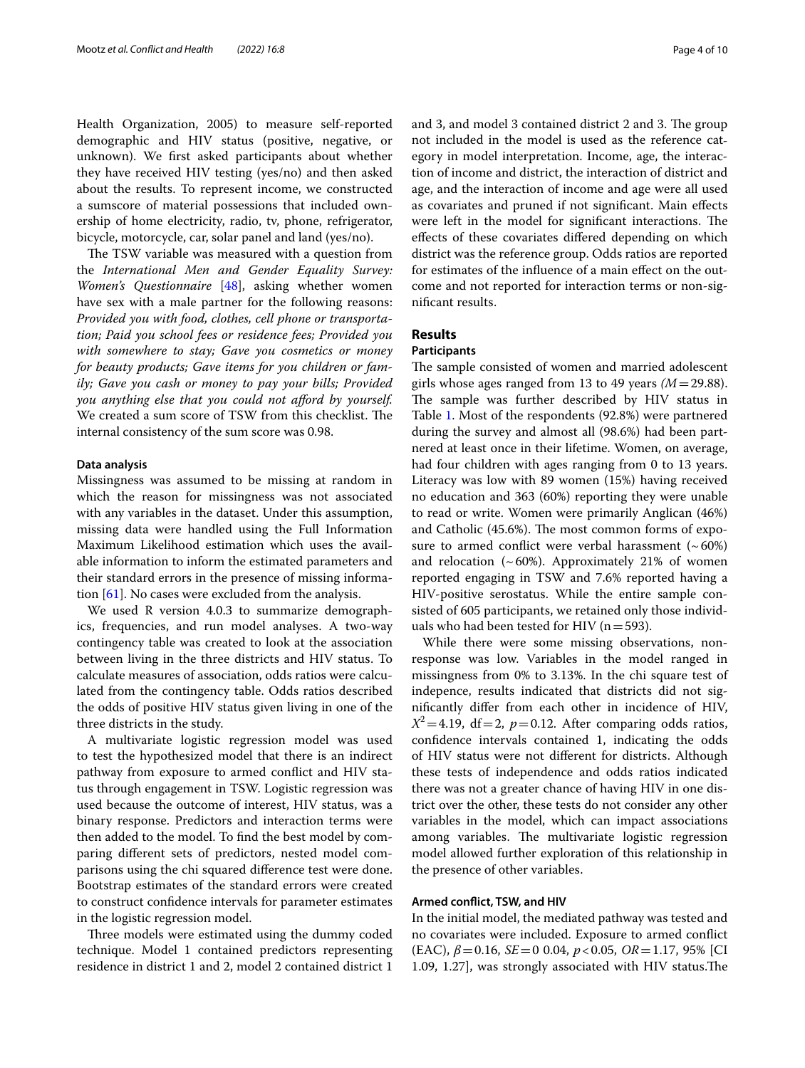Health Organization, 2005) to measure self-reported demographic and HIV status (positive, negative, or unknown). We first asked participants about whether they have received HIV testing (yes/no) and then asked about the results. To represent income, we constructed a sumscore of material possessions that included ownership of home electricity, radio, tv, phone, refrigerator, bicycle, motorcycle, car, solar panel and land (yes/no).

The TSW variable was measured with a question from the *International Men and Gender Equality Survey: Women's Questionnaire* [48], asking whether women have sex with a male partner for the following reasons: *Provided you with food, clothes, cell phone or transportation; Paid you school fees or residence fees; Provided you with somewhere to stay; Gave you cosmetics or money for beauty products; Gave items for you children or family; Gave you cash or money to pay your bills; Provided you anything else that you could not afford by yourself.* We created a sum score of TSW from this checklist. The internal consistency of the sum score was 0.98.

#### Data analysis

Missingness was assumed to be missing at random in which the reason for missingness was not associated with any variables in the dataset. Under this assumption, missing data were handled using the Full Information Maximum Likelihood estimation which uses the available information to inform the estimated parameters and their standard errors in the presence of missing information [61]. No cases were excluded from the analysis.

We used R version 4.0.3 to summarize demographics, frequencies, and run model analyses. A two-way contingency table was created to look at the association between living in the three districts and HIV status. To calculate measures of association, odds ratios were calculated from the contingency table. Odds ratios described the odds of positive HIV status given living in one of the three districts in the study.

A multivariate logistic regression model was used to test the hypothesized model that there is an indirect pathway from exposure to armed conflict and HIV status through engagement in TSW. Logistic regression was used because the outcome of interest, HIV status, was a binary response. Predictors and interaction terms were then added to the model. To find the best model by comparing different sets of predictors, nested model comparisons using the chi squared difference test were done. Bootstrap estimates of the standard errors were created to construct confidence intervals for parameter estimates in the logistic regression model.

Three models were estimated using the dummy coded technique. Model 1 contained predictors representing residence in district 1 and 2, model 2 contained district 1 and 3, and model 3 contained district 2 and 3. The group not included in the model is used as the reference category in model interpretation. Income, age, the interaction of income and district, the interaction of district and age, and the interaction of income and age were all used as covariates and pruned if not significant. Main effects were left in the model for significant interactions. The effects of these covariates differed depending on which district was the reference group. Odds ratios are reported for estimates of the influence of a main effect on the outcome and not reported for interaction terms or non-significant results.

## Results

### Participants

The sample consisted of women and married adolescent girls whose ages ranged from 13 to 49 years *(M* = 29.88). The sample was further described by HIV status in Table 1. Most of the respondents (92.8%) were partnered during the survey and almost all (98.6%) had been partnered at least once in their lifetime. Women, on average, had four children with ages ranging from 0 to 13 years. Literacy was low with 89 women (15%) having received no education and 363 (60%) reporting they were unable to read or write. Women were primarily Anglican (46%) and Catholic (45.6%). The most common forms of exposure to armed conflict were verbal harassment (~60%) and relocation (~60%). Approximately 21% of women reported engaging in TSW and 7.6% reported having a HIV-positive serostatus. While the entire sample consisted of 605 participants, we retained only those individuals who had been tested for HIV (n = 593).

While there were some missing observations, nonresponse was low. Variables in the model ranged in missingness from 0% to 3.13%. In the chi square test of indepence, results indicated that districts did not significantly differ from each other in incidence of HIV, $X^2 = 4.19$, df = 2, $p = 0.12$. After comparing odds ratios, confidence intervals contained 1, indicating the odds of HIV status were not different for districts. Although these tests of independence and odds ratios indicated there was not a greater chance of having HIV in one district over the other, these tests do not consider any other variables in the model, which can impact associations among variables. The multivariate logistic regression model allowed further exploration of this relationship in the presence of other variables.

#### Armed conflict, TSW, and HIV

In the initial model, the mediated pathway was tested and no covariates were included. Exposure to armed conflict (EAC), $\beta = 0.16$, $SE = 0$ 0.04, $p < 0.05$, $OR = 1.17$, 95% [CI 1.09, 1.27], was strongly associated with HIV status.The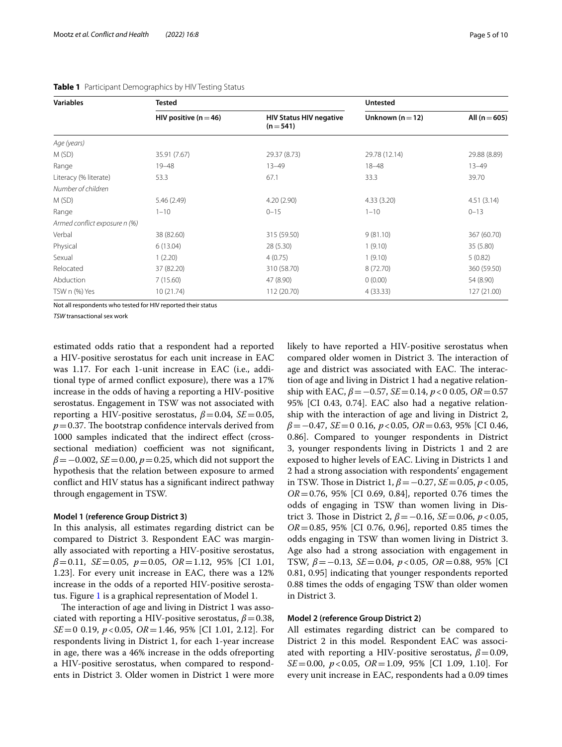**Table 1** Participant Demographics by HIV Testing Status

| Variables | Tested | | Untested | |
|---|---|---|---|---|
| | HIV positive (n = 46) | HIV Status HIV negative (n = 541) | Unknown (n = 12) | All (n = 605) |
| *Age (years)* | | | | |
| M (SD) | 35.91 (7.67) | 29.37 (8.73) | 29.78 (12.14) | 29.88 (8.89) |
| Range | 19–48 | 13–49 | 18–48 | 13–49 |
| Literacy (% literate) | 53.3 | 67.1 | 33.3 | 39.70 |
| *Number of children* | | | | |
| M (SD) | 5.46 (2.49) | 4.20 (2.90) | 4.33 (3.20) | 4.51 (3.14) |
| Range | 1–10 | 0–15 | 1–10 | 0–13 |
| *Armed conflict exposure n (%)* | | | | |
| Verbal | 38 (82.60) | 315 (59.50) | 9 (81.10) | 367 (60.70) |
| Physical | 6 (13.04) | 28 (5.30) | 1 (9.10) | 35 (5.80) |
| Sexual | 1 (2.20) | 4 (0.75) | 1 (9.10) | 5 (0.82) |
| Relocated | 37 (82.20) | 310 (58.70) | 8 (72.70) | 360 (59.50) |
| Abduction | 7 (15.60) | 47 (8.90) | 0 (0.00) | 54 (8.90) |
| TSW n (%) Yes | 10 (21.74) | 112 (20.70) | 4 (33.33) | 127 (21.00) |

Not all respondents who tested for HIV reported their status

*TSW* transactional sex work

estimated odds ratio that a respondent had a reported a HIV-positive serostatus for each unit increase in EAC was 1.17. For each 1-unit increase in EAC (i.e., additional type of armed conflict exposure), there was a 17% increase in the odds of having a reporting a HIV-positive serostatus. Engagement in TSW was not associated with reporting a HIV-positive serostatus, $\beta = 0.04$, $SE = 0.05$, $p = 0.37$. The bootstrap confidence intervals derived from 1000 samples indicated that the indirect effect (cross-sectional mediation) coefficient was not significant, $\beta = -0.002$, $SE = 0.00$, $p = 0.25$, which did not support the hypothesis that the relation between exposure to armed conflict and HIV status has a significant indirect pathway through engagement in TSW.

### Model 1 (reference Group District 3)

In this analysis, all estimates regarding district can be compared to District 3. Respondent EAC was marginally associated with reporting a HIV-positive serostatus, $\beta = 0.11$, $SE = 0.05$, $p = 0.05$, $OR = 1.12$, 95% [CI 1.01, 1.23]. For every unit increase in EAC, there was a 12% increase in the odds of a reported HIV-positive serostatus. Figure 1 is a graphical representation of Model 1.

The interaction of age and living in District 1 was associated with reporting a HIV-positive serostatus, $\beta = 0.38$, $SE = 0$ 0.19, $p < 0.05$, $OR = 1.46$, 95% [CI 1.01, 2.12]. For respondents living in District 1, for each 1-year increase in age, there was a 46% increase in the odds ofreporting a HIV-positive serostatus, when compared to respondents in District 3. Older women in District 1 were more likely to have reported a HIV-positive serostatus when compared older women in District 3. The interaction of age and district was associated with EAC. The interaction of age and living in District 1 had a negative relationship with EAC, $\beta = -0.57$, $SE = 0.14$, $p < 0$ 0.05, $OR = 0.57$ 95% [CI 0.43, 0.74]. EAC also had a negative relationship with the interaction of age and living in District 2, $\beta = -0.47$, $SE = 0$ 0.16, $p < 0.05$, $OR = 0.63$, 95% [CI 0.46, 0.86]. Compared to younger respondents in District 3, younger respondents living in Districts 1 and 2 are exposed to higher levels of EAC. Living in Districts 1 and 2 had a strong association with respondents' engagement in TSW. Those in District 1, $\beta = -0.27$, $SE = 0.05$, $p < 0.05$, $OR = 0.76$, 95% [CI 0.69, 0.84], reported 0.76 times the odds of engaging in TSW than women living in District 3. Those in District 2, $\beta = -0.16$, $SE = 0.06$, $p < 0.05$, $OR = 0.85$, 95% [CI 0.76, 0.96], reported 0.85 times the odds engaging in TSW than women living in District 3. Age also had a strong association with engagement in TSW, $\beta = -0.13$, $SE = 0.04$, $p < 0.05$, $OR = 0.88$, 95% [CI 0.81, 0.95] indicating that younger respondents reported 0.88 times the odds of engaging TSW than older women in District 3.

### Model 2 (reference Group District 2)

All estimates regarding district can be compared to District 2 in this model. Respondent EAC was associated with reporting a HIV-positive serostatus, $\beta = 0.09$, $SE = 0.00$, $p < 0.05$, $OR = 1.09$, 95% [CI 1.09, 1.10]. For every unit increase in EAC, respondents had a 0.09 times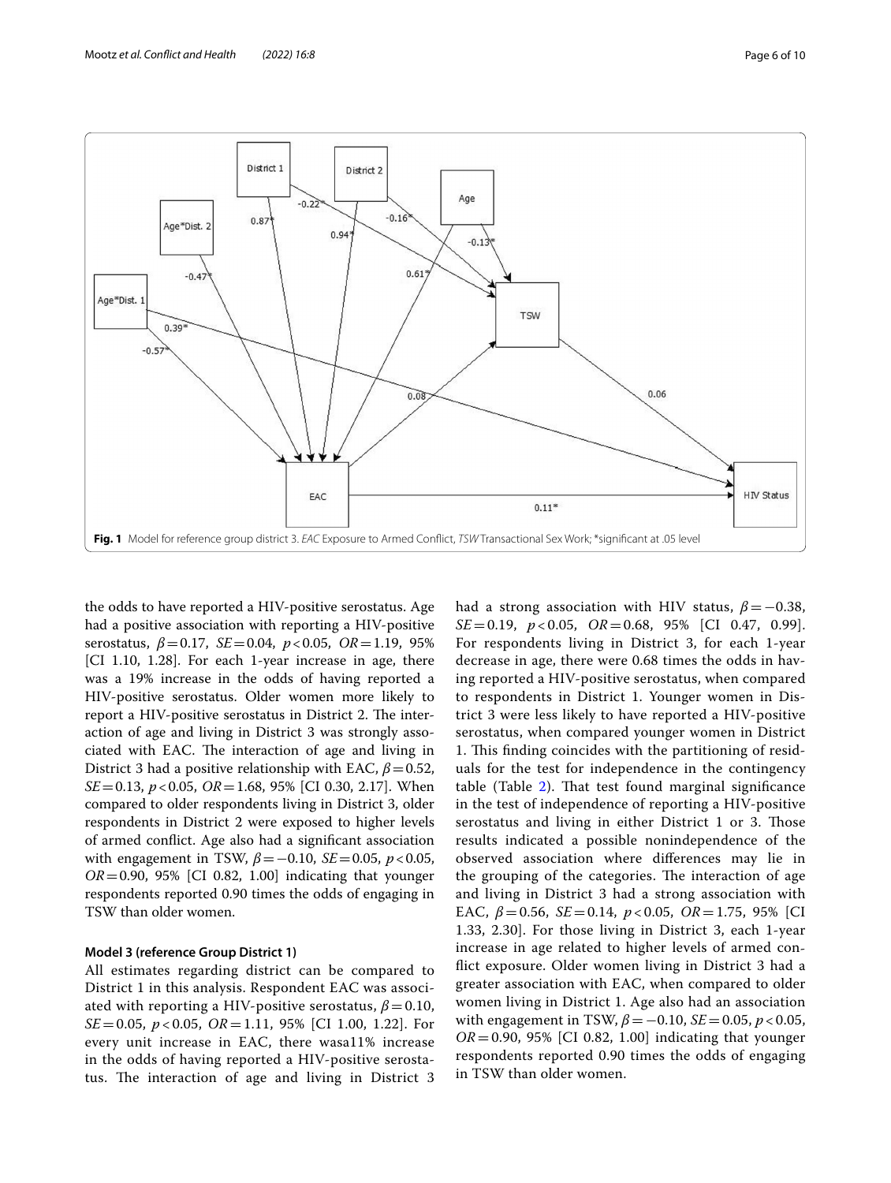**Fig. 1** Model for reference group district 3. *EAC* Exposure to Armed Conflict, *TSW* Transactional Sex Work; *significant at .05 level

the odds to have reported a HIV-positive serostatus. Age had a positive association with reporting a HIV-positive serostatus, $\beta = 0.17$, $SE = 0.04$, $p < 0.05$, $OR = 1.19$, 95% [CI 1.10, 1.28]. For each 1-year increase in age, there was a 19% increase in the odds of having reported a HIV-positive serostatus. Older women more likely to report a HIV-positive serostatus in District 2. The interaction of age and living in District 3 was strongly associated with EAC. The interaction of age and living in District 3 had a positive relationship with EAC, $\beta = 0.52$, $SE = 0.13$, $p < 0.05$, $OR = 1.68$, 95% [CI 0.30, 2.17]. When compared to older respondents living in District 3, older respondents in District 2 were exposed to higher levels of armed conflict. Age also had a significant association with engagement in TSW, $\beta = -0.10$, $SE = 0.05$, $p < 0.05$, $OR = 0.90$, 95% [CI 0.82, 1.00] indicating that younger respondents reported 0.90 times the odds of engaging in TSW than older women.

#### Model 3 (reference Group District 1)

All estimates regarding district can be compared to District 1 in this analysis. Respondent EAC was associated with reporting a HIV-positive serostatus, $\beta = 0.10$, $SE = 0.05$, $p < 0.05$, $OR = 1.11$, 95% [CI 1.00, 1.22]. For every unit increase in EAC, there wasa11% increase in the odds of having reported a HIV-positive serostatus. The interaction of age and living in District 3 had a strong association with HIV status, $\beta = -0.38$, $SE = 0.19$, $p < 0.05$, $OR = 0.68$, 95% [CI 0.47, 0.99]. For respondents living in District 3, for each 1-year decrease in age, there were 0.68 times the odds in having reported a HIV-positive serostatus, when compared to respondents in District 1. Younger women in District 3 were less likely to have reported a HIV-positive serostatus, when compared younger women in District 1. This finding coincides with the partitioning of residuals for the test for independence in the contingency table (Table 2). That test found marginal significance in the test of independence of reporting a HIV-positive serostatus and living in either District 1 or 3. Those results indicated a possible nonindependence of the observed association where differences may lie in the grouping of the categories. The interaction of age and living in District 3 had a strong association with EAC, $\beta = 0.56$, $SE = 0.14$, $p < 0.05$, $OR = 1.75$, 95% [CI 1.33, 2.30]. For those living in District 3, each 1-year increase in age related to higher levels of armed conflict exposure. Older women living in District 3 had a greater association with EAC, when compared to older women living in District 1. Age also had an association with engagement in TSW, $\beta = -0.10$, $SE = 0.05$, $p < 0.05$, $OR = 0.90$, 95% [CI 0.82, 1.00] indicating that younger respondents reported 0.90 times the odds of engaging in TSW than older women.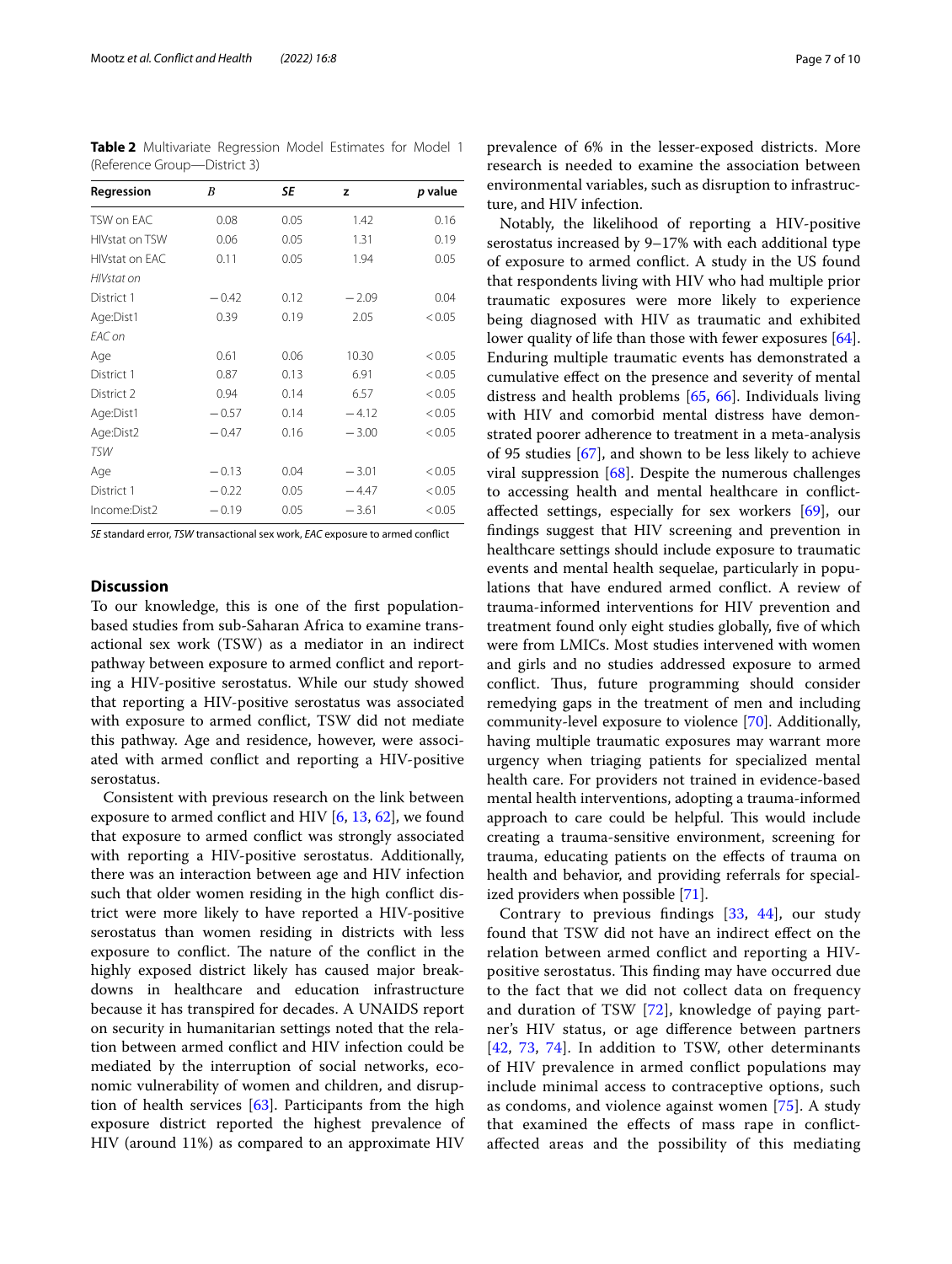**Table 2** Multivariate Regression Model Estimates for Model 1 (Reference Group—District 3)

| Regression | *B* | SE | z | *p* value |
|---|---|---|---|---|
| TSW on EAC | 0.08 | 0.05 | 1.42 | 0.16 |
| HIVstat on TSW | 0.06 | 0.05 | 1.31 | 0.19 |
| HIVstat on EAC | 0.11 | 0.05 | 1.94 | 0.05 |
| *HIVstat on* | | | | |
| District 1 | −0.42 | 0.12 | −2.09 | 0.04 |
| Age:Dist1 | 0.39 | 0.19 | 2.05 | <0.05 |
| *EAC on* | | | | |
| Age | 0.61 | 0.06 | 10.30 | <0.05 |
| District 1 | 0.87 | 0.13 | 6.91 | <0.05 |
| District 2 | 0.94 | 0.14 | 6.57 | <0.05 |
| Age:Dist1 | −0.57 | 0.14 | −4.12 | <0.05 |
| Age:Dist2 | −0.47 | 0.16 | −3.00 | <0.05 |
| *TSW* | | | | |
| Age | −0.13 | 0.04 | −3.01 | <0.05 |
| District 1 | −0.22 | 0.05 | −4.47 | <0.05 |
| Income:Dist2 | −0.19 | 0.05 | −3.61 | <0.05 |

*SE* standard error, *TSW* transactional sex work, *EAC* exposure to armed conflict

## Discussion

To our knowledge, this is one of the first population-based studies from sub-Saharan Africa to examine transactional sex work (TSW) as a mediator in an indirect pathway between exposure to armed conflict and reporting a HIV-positive serostatus. While our study showed that reporting a HIV-positive serostatus was associated with exposure to armed conflict, TSW did not mediate this pathway. Age and residence, however, were associated with armed conflict and reporting a HIV-positive serostatus.

Consistent with previous research on the link between exposure to armed conflict and HIV [6, 13, 62], we found that exposure to armed conflict was strongly associated with reporting a HIV-positive serostatus. Additionally, there was an interaction between age and HIV infection such that older women residing in the high conflict district were more likely to have reported a HIV-positive serostatus than women residing in districts with less exposure to conflict. The nature of the conflict in the highly exposed district likely has caused major breakdowns in healthcare and education infrastructure because it has transpired for decades. A UNAIDS report on security in humanitarian settings noted that the relation between armed conflict and HIV infection could be mediated by the interruption of social networks, economic vulnerability of women and children, and disruption of health services [63]. Participants from the high exposure district reported the highest prevalence of HIV (around 11%) as compared to an approximate HIV prevalence of 6% in the lesser-exposed districts. More research is needed to examine the association between environmental variables, such as disruption to infrastructure, and HIV infection.

Notably, the likelihood of reporting a HIV-positive serostatus increased by 9–17% with each additional type of exposure to armed conflict. A study in the US found that respondents living with HIV who had multiple prior traumatic exposures were more likely to experience being diagnosed with HIV as traumatic and exhibited lower quality of life than those with fewer exposures [64]. Enduring multiple traumatic events has demonstrated a cumulative effect on the presence and severity of mental distress and health problems [65, 66]. Individuals living with HIV and comorbid mental distress have demonstrated poorer adherence to treatment in a meta-analysis of 95 studies [67], and shown to be less likely to achieve viral suppression [68]. Despite the numerous challenges to accessing health and mental healthcare in conflict-affected settings, especially for sex workers [69], our findings suggest that HIV screening and prevention in healthcare settings should include exposure to traumatic events and mental health sequelae, particularly in populations that have endured armed conflict. A review of trauma-informed interventions for HIV prevention and treatment found only eight studies globally, five of which were from LMICs. Most studies intervened with women and girls and no studies addressed exposure to armed conflict. Thus, future programming should consider remedying gaps in the treatment of men and including community-level exposure to violence [70]. Additionally, having multiple traumatic exposures may warrant more urgency when triaging patients for specialized mental health care. For providers not trained in evidence-based mental health interventions, adopting a trauma-informed approach to care could be helpful. This would include creating a trauma-sensitive environment, screening for trauma, educating patients on the effects of trauma on health and behavior, and providing referrals for specialized providers when possible [71].

Contrary to previous findings [33, 44], our study found that TSW did not have an indirect effect on the relation between armed conflict and reporting a HIV-positive serostatus. This finding may have occurred due to the fact that we did not collect data on frequency and duration of TSW [72], knowledge of paying partner's HIV status, or age difference between partners [42, 73, 74]. In addition to TSW, other determinants of HIV prevalence in armed conflict populations may include minimal access to contraceptive options, such as condoms, and violence against women [75]. A study that examined the effects of mass rape in conflict-affected areas and the possibility of this mediating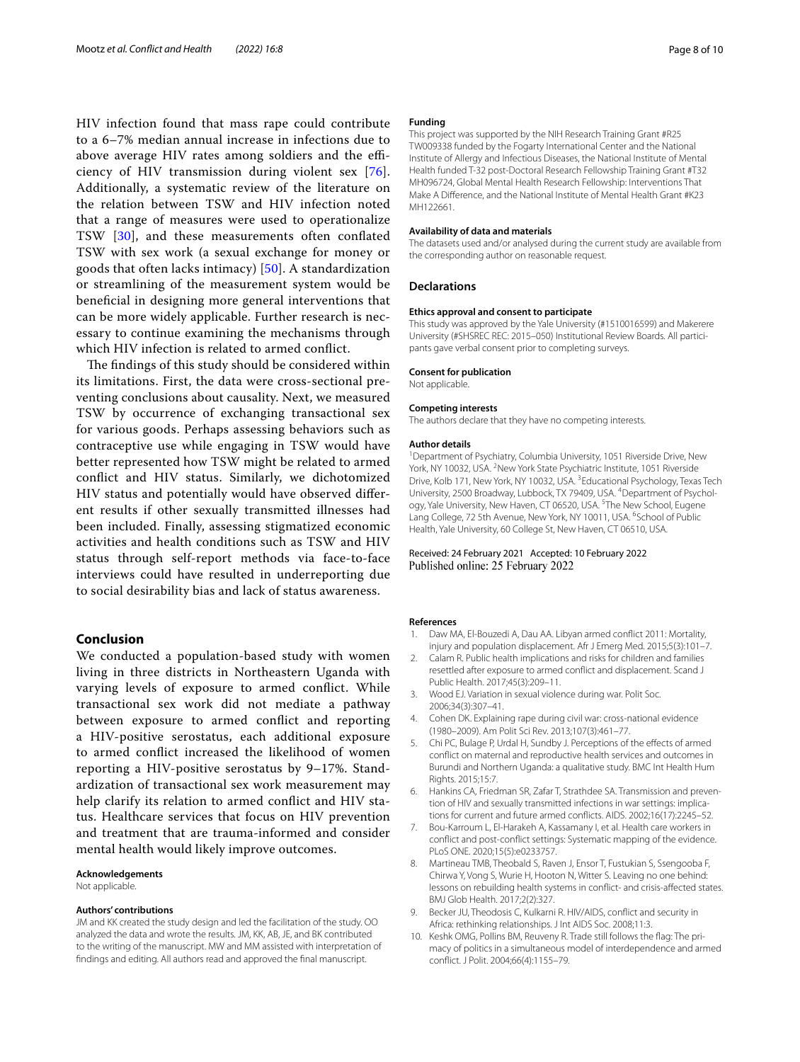HIV infection found that mass rape could contribute to a 6–7% median annual increase in infections due to above average HIV rates among soldiers and the efficiency of HIV transmission during violent sex [76]. Additionally, a systematic review of the literature on the relation between TSW and HIV infection noted that a range of measures were used to operationalize TSW [30], and these measurements often conflated TSW with sex work (a sexual exchange for money or goods that often lacks intimacy) [50]. A standardization or streamlining of the measurement system would be beneficial in designing more general interventions that can be more widely applicable. Further research is necessary to continue examining the mechanisms through which HIV infection is related to armed conflict.

The findings of this study should be considered within its limitations. First, the data were cross-sectional preventing conclusions about causality. Next, we measured TSW by occurrence of exchanging transactional sex for various goods. Perhaps assessing behaviors such as contraceptive use while engaging in TSW would have better represented how TSW might be related to armed conflict and HIV status. Similarly, we dichotomized HIV status and potentially would have observed different results if other sexually transmitted illnesses had been included. Finally, assessing stigmatized economic activities and health conditions such as TSW and HIV status through self-report methods via face-to-face interviews could have resulted in underreporting due to social desirability bias and lack of status awareness.

## Conclusion

We conducted a population-based study with women living in three districts in Northeastern Uganda with varying levels of exposure to armed conflict. While transactional sex work did not mediate a pathway between exposure to armed conflict and reporting a HIV-positive serostatus, each additional exposure to armed conflict increased the likelihood of women reporting a HIV-positive serostatus by 9–17%. Standardization of transactional sex work measurement may help clarify its relation to armed conflict and HIV status. Healthcare services that focus on HIV prevention and treatment that are trauma-informed and consider mental health would likely improve outcomes.

**Acknowledgements**

Not applicable.

**Authors' contributions**

JM and KK created the study design and led the facilitation of the study. OO analyzed the data and wrote the results. JM, KK, AB, JE, and BK contributed to the writing of the manuscript. MW and MM assisted with interpretation of findings and editing. All authors read and approved the final manuscript.

**Funding**

This project was supported by the NIH Research Training Grant #R25 TW009338 funded by the Fogarty International Center and the National Institute of Allergy and Infectious Diseases, the National Institute of Mental Health funded T-32 post-Doctoral Research Fellowship Training Grant #T32 MH096724, Global Mental Health Research Fellowship: Interventions That Make A Difference, and the National Institute of Mental Health Grant #K23 MH122661.

**Availability of data and materials**

The datasets used and/or analysed during the current study are available from the corresponding author on reasonable request.

### Declarations

**Ethics approval and consent to participate**

This study was approved by the Yale University (#1510016599) and Makerere University (#SHSREC REC: 2015–050) Institutional Review Boards. All participants gave verbal consent prior to completing surveys.

**Consent for publication**

Not applicable.

**Competing interests**

The authors declare that they have no competing interests.

**Author details**

[1] Department of Psychiatry, Columbia University, 1051 Riverside Drive, New York, NY 10032, USA. [2] New York State Psychiatric Institute, 1051 Riverside Drive, Kolb 171, New York, NY 10032, USA. [3] Educational Psychology, Texas Tech University, 2500 Broadway, Lubbock, TX 79409, USA. [4] Department of Psychology, Yale University, New Haven, CT 06520, USA. [5] The New School, Eugene Lang College, 72 5th Avenue, New York, NY 10011, USA. [6] School of Public Health, Yale University, 60 College St, New Haven, CT 06510, USA.

Received: 24 February 2021 Accepted: 10 February 2022
Published online: 25 February 2022

**References**

1. Daw MA, El-Bouzedi A, Dau AA. Libyan armed conflict 2011: Mortality, injury and population displacement. Afr J Emerg Med. 2015;5(3):101–7.
2. Calam R. Public health implications and risks for children and families resettled after exposure to armed conflict and displacement. Scand J Public Health. 2017;45(3):209–11.
3. Wood EJ. Variation in sexual violence during war. Polit Soc. 2006;34(3):307–41.
4. Cohen DK. Explaining rape during civil war: cross-national evidence (1980–2009). Am Polit Sci Rev. 2013;107(3):461–77.
5. Chi PC, Bulage P, Urdal H, Sundby J. Perceptions of the effects of armed conflict on maternal and reproductive health services and outcomes in Burundi and Northern Uganda: a qualitative study. BMC Int Health Hum Rights. 2015;15:7.
6. Hankins CA, Friedman SR, Zafar T, Strathdee SA. Transmission and prevention of HIV and sexually transmitted infections in war settings: implications for current and future armed conflicts. AIDS. 2002;16(17):2245–52.
7. Bou-Karroum L, El-Harakeh A, Kassamany I, et al. Health care workers in conflict and post-conflict settings: Systematic mapping of the evidence. PLoS ONE. 2020;15(5):e0233757.
8. Martineau TMB, Theobald S, Raven J, Ensor T, Fustukian S, Ssengooba F, Chirwa Y, Vong S, Wurie H, Hooton N, Witter S. Leaving no one behind: lessons on rebuilding health systems in conflict- and crisis-affected states. BMJ Glob Health. 2017;2(2):327.
9. Becker JU, Theodosis C, Kulkarni R. HIV/AIDS, conflict and security in Africa: rethinking relationships. J Int AIDS Soc. 2008;11:3.
10. Keshk OMG, Pollins BM, Reuveny R. Trade still follows the flag: The primacy of politics in a simultaneous model of interdependence and armed conflict. J Polit. 2004;66(4):1155–79.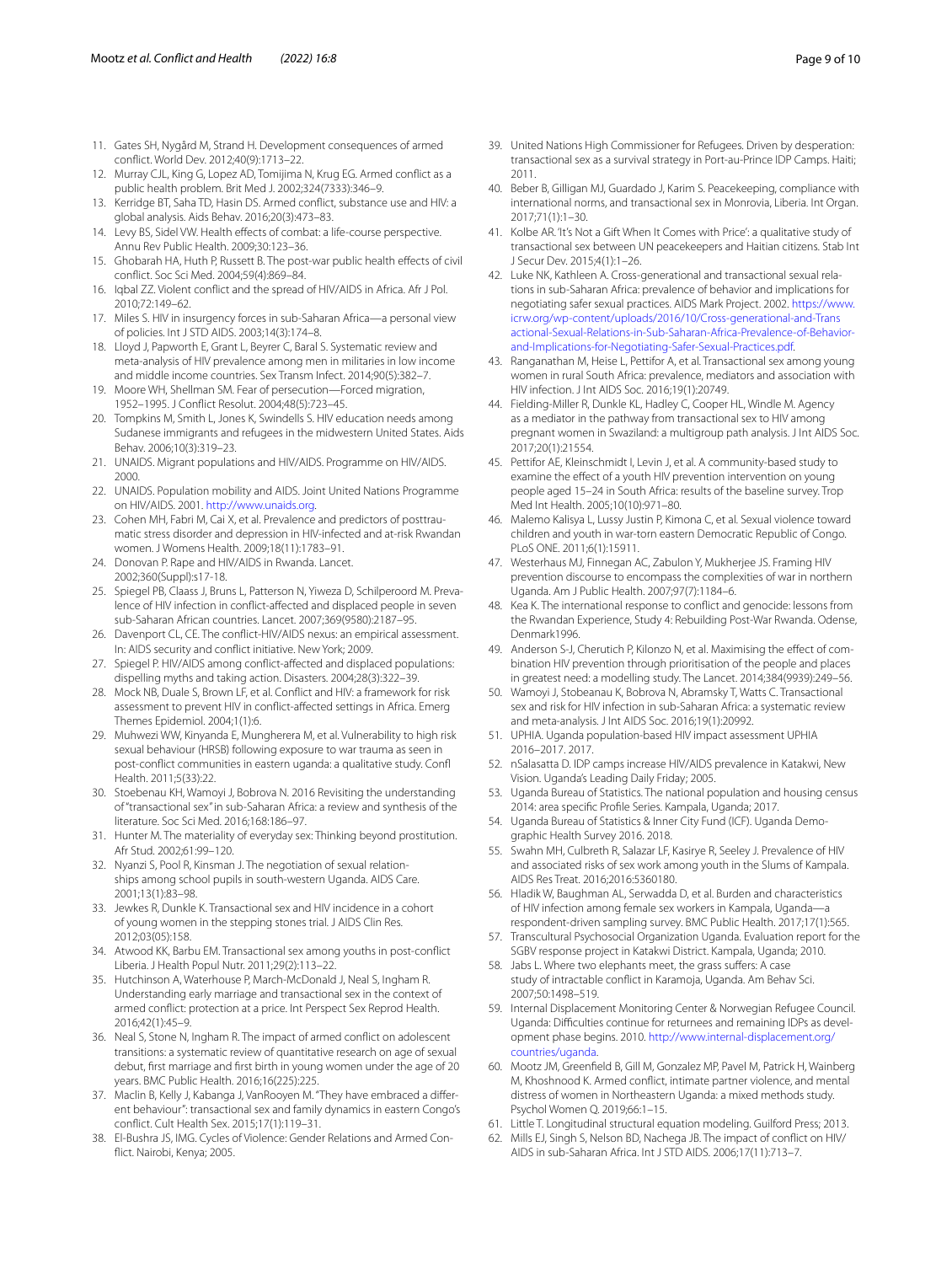11. Gates SH, Nygård M, Strand H. Development consequences of armed conflict. World Dev. 2012;40(9):1713–22.
12. Murray CJL, King G, Lopez AD, Tomijima N, Krug EG. Armed conflict as a public health problem. Brit Med J. 2002;324(7333):346–9.
13. Kerridge BT, Saha TD, Hasin DS. Armed conflict, substance use and HIV: a global analysis. Aids Behav. 2016;20(3):473–83.
14. Levy BS, Sidel VW. Health effects of combat: a life-course perspective. Annu Rev Public Health. 2009;30:123–36.
15. Ghobarah HA, Huth P, Russett B. The post-war public health effects of civil conflict. Soc Sci Med. 2004;59(4):869–84.
16. Iqbal ZZ. Violent conflict and the spread of HIV/AIDS in Africa. Afr J Pol. 2010;72:149–62.
17. Miles S. HIV in insurgency forces in sub-Saharan Africa—a personal view of policies. Int J STD AIDS. 2003;14(3):174–8.
18. Lloyd J, Papworth E, Grant L, Beyrer C, Baral S. Systematic review and meta-analysis of HIV prevalence among men in militaries in low income and middle income countries. Sex Transm Infect. 2014;90(5):382–7.
19. Moore WH, Shellman SM. Fear of persecution—Forced migration, 1952–1995. J Conflict Resolut. 2004;48(5):723–45.
20. Tompkins M, Smith L, Jones K, Swindells S. HIV education needs among Sudanese immigrants and refugees in the midwestern United States. Aids Behav. 2006;10(3):319–23.
21. UNAIDS. Migrant populations and HIV/AIDS. Programme on HIV/AIDS. 2000.
22. UNAIDS. Population mobility and AIDS. Joint United Nations Programme on HIV/AIDS. 2001. http://www.unaids.org.
23. Cohen MH, Fabri M, Cai X, et al. Prevalence and predictors of posttraumatic stress disorder and depression in HIV-infected and at-risk Rwandan women. J Womens Health. 2009;18(11):1783–91.
24. Donovan P. Rape and HIV/AIDS in Rwanda. Lancet. 2002;360(Suppl):s17-18.
25. Spiegel PB, Claass J, Bruns L, Patterson N, Yiweza D, Schilperoord M. Prevalence of HIV infection in conflict-affected and displaced people in seven sub-Saharan African countries. Lancet. 2007;369(9580):2187–95.
26. Davenport CL, CE. The conflict-HIV/AIDS nexus: an empirical assessment. In: AIDS security and conflict initiative. New York; 2009.
27. Spiegel P. HIV/AIDS among conflict-affected and displaced populations: dispelling myths and taking action. Disasters. 2004;28(3):322–39.
28. Mock NB, Duale S, Brown LF, et al. Conflict and HIV: a framework for risk assessment to prevent HIV in conflict-affected settings in Africa. Emerg Themes Epidemiol. 2004;1(1):6.
29. Muhwezi WW, Kinyanda E, Mungherera M, et al. Vulnerability to high risk sexual behaviour (HRSB) following exposure to war trauma as seen in post-conflict communities in eastern uganda: a qualitative study. Confl Health. 2011;5(33):22.
30. Stoebenau KH, Wamoyi J, Bobrova N. 2016 Revisiting the understanding of "transactional sex" in sub-Saharan Africa: a review and synthesis of the literature. Soc Sci Med. 2016;168:186–97.
31. Hunter M. The materiality of everyday sex: Thinking beyond prostitution. Afr Stud. 2002;61:99–120.
32. Nyanzi S, Pool R, Kinsman J. The negotiation of sexual relationships among school pupils in south-western Uganda. AIDS Care. 2001;13(1):83–98.
33. Jewkes R, Dunkle K. Transactional sex and HIV incidence in a cohort of young women in the stepping stones trial. J AIDS Clin Res. 2012;03(05):158.
34. Atwood KK, Barbu EM. Transactional sex among youths in post-conflict Liberia. J Health Popul Nutr. 2011;29(2):113–22.
35. Hutchinson A, Waterhouse P, March-McDonald J, Neal S, Ingham R. Understanding early marriage and transactional sex in the context of armed conflict: protection at a price. Int Perspect Sex Reprod Health. 2016;42(1):45–9.
36. Neal S, Stone N, Ingham R. The impact of armed conflict on adolescent transitions: a systematic review of quantitative research on age of sexual debut, first marriage and first birth in young women under the age of 20 years. BMC Public Health. 2016;16(225):225.
37. Maclin B, Kelly J, Kabanga J, VanRooyen M. "They have embraced a different behaviour": transactional sex and family dynamics in eastern Congo's conflict. Cult Health Sex. 2015;17(1):119–31.
38. El-Bushra JS, IMG. Cycles of Violence: Gender Relations and Armed Conflict. Nairobi, Kenya; 2005.
39. United Nations High Commissioner for Refugees. Driven by desperation: transactional sex as a survival strategy in Port-au-Prince IDP Camps. Haiti; 2011.
40. Beber B, Gilligan MJ, Guardado J, Karim S. Peacekeeping, compliance with international norms, and transactional sex in Monrovia, Liberia. Int Organ. 2017;71(1):1–30.
41. Kolbe AR. 'It's Not a Gift When It Comes with Price': a qualitative study of transactional sex between UN peacekeepers and Haitian citizens. Stab Int J Secur Dev. 2015;4(1):1–26.
42. Luke NK, Kathleen A. Cross-generational and transactional sexual relations in sub-Saharan Africa: prevalence of behavior and implications for negotiating safer sexual practices. AIDS Mark Project. 2002. https://www.icrw.org/wp-content/uploads/2016/10/Cross-generational-and-Transactional-Sexual-Relations-in-Sub-Saharan-Africa-Prevalence-of-Behavior-and-Implications-for-Negotiating-Safer-Sexual-Practices.pdf.
43. Ranganathan M, Heise L, Pettifor A, et al. Transactional sex among young women in rural South Africa: prevalence, mediators and association with HIV infection. J Int AIDS Soc. 2016;19(1):20749.
44. Fielding-Miller R, Dunkle KL, Hadley C, Cooper HL, Windle M. Agency as a mediator in the pathway from transactional sex to HIV among pregnant women in Swaziland: a multigroup path analysis. J Int AIDS Soc. 2017;20(1):21554.
45. Pettifor AE, Kleinschmidt I, Levin J, et al. A community-based study to examine the effect of a youth HIV prevention intervention on young people aged 15–24 in South Africa: results of the baseline survey. Trop Med Int Health. 2005;10(10):971–80.
46. Malemo Kalisya L, Lussy Justin P, Kimona C, et al. Sexual violence toward children and youth in war-torn eastern Democratic Republic of Congo. PLoS ONE. 2011;6(1):15911.
47. Westerhaus MJ, Finnegan AC, Zabulon Y, Mukherjee JS. Framing HIV prevention discourse to encompass the complexities of war in northern Uganda. Am J Public Health. 2007;97(7):1184–6.
48. Kea K. The international response to conflict and genocide: lessons from the Rwandan Experience, Study 4: Rebuilding Post-War Rwanda. Odense, Denmark1996.
49. Anderson S-J, Cherutich P, Kilonzo N, et al. Maximising the effect of combination HIV prevention through prioritisation of the people and places in greatest need: a modelling study. The Lancet. 2014;384(9939):249–56.
50. Wamoyi J, Stobeanau K, Bobrova N, Abramsky T, Watts C. Transactional sex and risk for HIV infection in sub-Saharan Africa: a systematic review and meta-analysis. J Int AIDS Soc. 2016;19(1):20992.
51. UPHIA. Uganda population-based HIV impact assessment UPHIA 2016–2017. 2017.
52. nSalasatta D. IDP camps increase HIV/AIDS prevalence in Katakwi, New Vision. Uganda's Leading Daily Friday; 2005.
53. Uganda Bureau of Statistics. The national population and housing census 2014: area specific Profile Series. Kampala, Uganda; 2017.
54. Uganda Bureau of Statistics & Inner City Fund (ICF). Uganda Demographic Health Survey 2016. 2018.
55. Swahn MH, Culbreth R, Salazar LF, Kasirye R, Seeley J. Prevalence of HIV and associated risks of sex work among youth in the Slums of Kampala. AIDS Res Treat. 2016;2016:5360180.
56. Hladik W, Baughman AL, Serwadda D, et al. Burden and characteristics of HIV infection among female sex workers in Kampala, Uganda—a respondent-driven sampling survey. BMC Public Health. 2017;17(1):565.
57. Transcultural Psychosocial Organization Uganda. Evaluation report for the SGBV response project in Katakwi District. Kampala, Uganda; 2010.
58. Jabs L. Where two elephants meet, the grass suffers: A case study of intractable conflict in Karamoja, Uganda. Am Behav Sci. 2007;50:1498–519.
59. Internal Displacement Monitoring Center & Norwegian Refugee Council. Uganda: Difficulties continue for returnees and remaining IDPs as development phase begins. 2010. http://www.internal-displacement.org/countries/uganda.
60. Mootz JM, Greenfield B, Gill M, Gonzalez MP, Pavel M, Patrick H, Wainberg M, Khoshnood K. Armed conflict, intimate partner violence, and mental distress of women in Northeastern Uganda: a mixed methods study. Psychol Women Q. 2019;66:1–15.
61. Little T. Longitudinal structural equation modeling. Guilford Press; 2013.
62. Mills EJ, Singh S, Nelson BD, Nachega JB. The impact of conflict on HIV/AIDS in sub-Saharan Africa. Int J STD AIDS. 2006;17(11):713–7.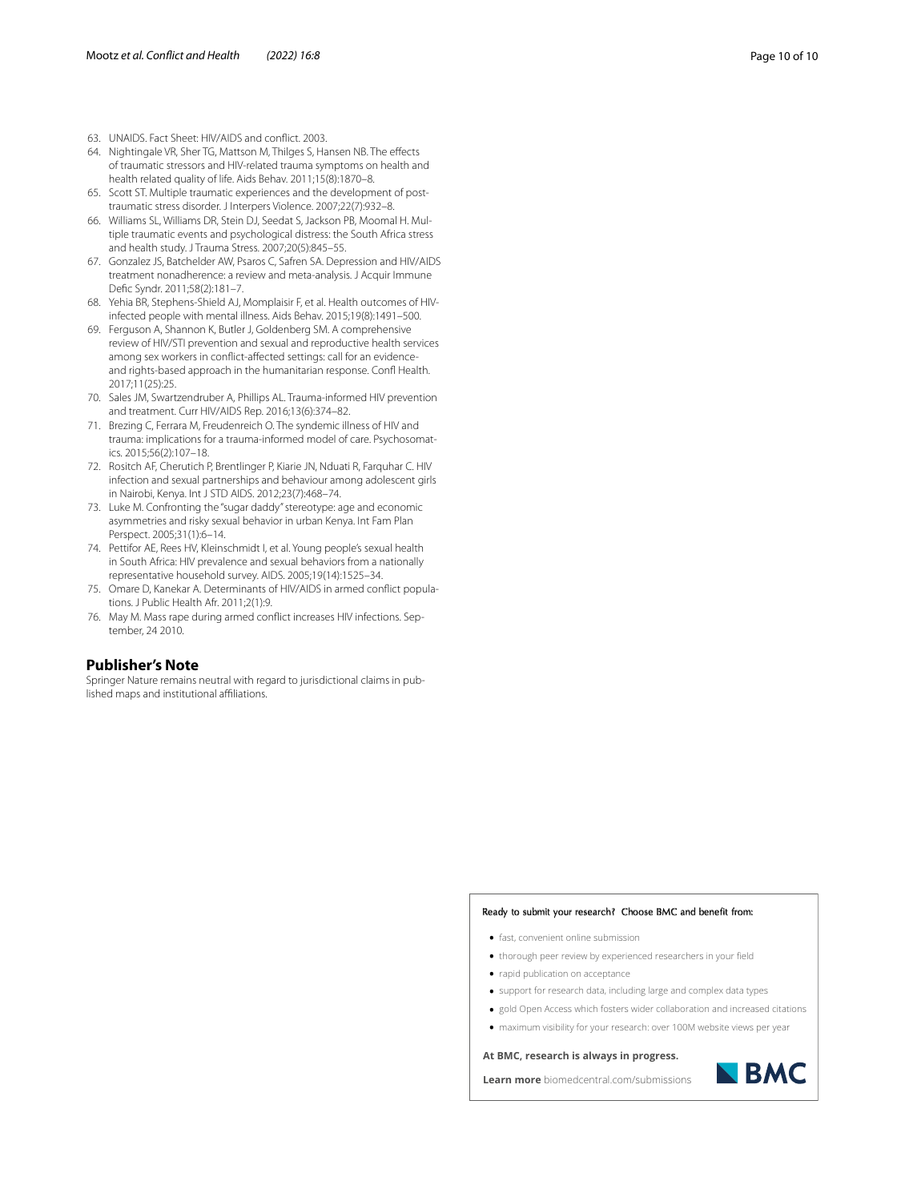63. UNAIDS. Fact Sheet: HIV/AIDS and conflict. 2003.
64. Nightingale VR, Sher TG, Mattson M, Thilges S, Hansen NB. The effects of traumatic stressors and HIV-related trauma symptoms on health and health related quality of life. Aids Behav. 2011;15(8):1870–8.
65. Scott ST. Multiple traumatic experiences and the development of post-traumatic stress disorder. J Interpers Violence. 2007;22(7):932–8.
66. Williams SL, Williams DR, Stein DJ, Seedat S, Jackson PB, Moomal H. Multiple traumatic events and psychological distress: the South Africa stress and health study. J Trauma Stress. 2007;20(5):845–55.
67. Gonzalez JS, Batchelder AW, Psaros C, Safren SA. Depression and HIV/AIDS treatment nonadherence: a review and meta-analysis. J Acquir Immune Defic Syndr. 2011;58(2):181–7.
68. Yehia BR, Stephens-Shield AJ, Momplaisir F, et al. Health outcomes of HIV-infected people with mental illness. Aids Behav. 2015;19(8):1491–500.
69. Ferguson A, Shannon K, Butler J, Goldenberg SM. A comprehensive review of HIV/STI prevention and sexual and reproductive health services among sex workers in conflict-affected settings: call for an evidence- and rights-based approach in the humanitarian response. Confl Health. 2017;11(25):25.
70. Sales JM, Swartzendruber A, Phillips AL. Trauma-informed HIV prevention and treatment. Curr HIV/AIDS Rep. 2016;13(6):374–82.
71. Brezing C, Ferrara M, Freudenreich O. The syndemic illness of HIV and trauma: implications for a trauma-informed model of care. Psychosomatics. 2015;56(2):107–18.
72. Rositch AF, Cherutich P, Brentlinger P, Kiarie JN, Nduati R, Farquhar C. HIV infection and sexual partnerships and behaviour among adolescent girls in Nairobi, Kenya. Int J STD AIDS. 2012;23(7):468–74.
73. Luke M. Confronting the "sugar daddy" stereotype: age and economic asymmetries and risky sexual behavior in urban Kenya. Int Fam Plan Perspect. 2005;31(1):6–14.
74. Pettifor AE, Rees HV, Kleinschmidt I, et al. Young people's sexual health in South Africa: HIV prevalence and sexual behaviors from a nationally representative household survey. AIDS. 2005;19(14):1525–34.
75. Omare D, Kanekar A. Determinants of HIV/AIDS in armed conflict populations. J Public Health Afr. 2011;2(1):9.
76. May M. Mass rape during armed conflict increases HIV infections. September, 24 2010.

## Publisher's Note

Springer Nature remains neutral with regard to jurisdictional claims in published maps and institutional affiliations.

Ready to submit your research? Choose BMC and benefit from:

- fast, convenient online submission
- thorough peer review by experienced researchers in your field
- rapid publication on acceptance
- support for research data, including large and complex data types
- gold Open Access which fosters wider collaboration and increased citations
- maximum visibility for your research: over 100M website views per year

**At BMC, research is always in progress.**

**Learn more** biomedcentral.com/submissions

BMC